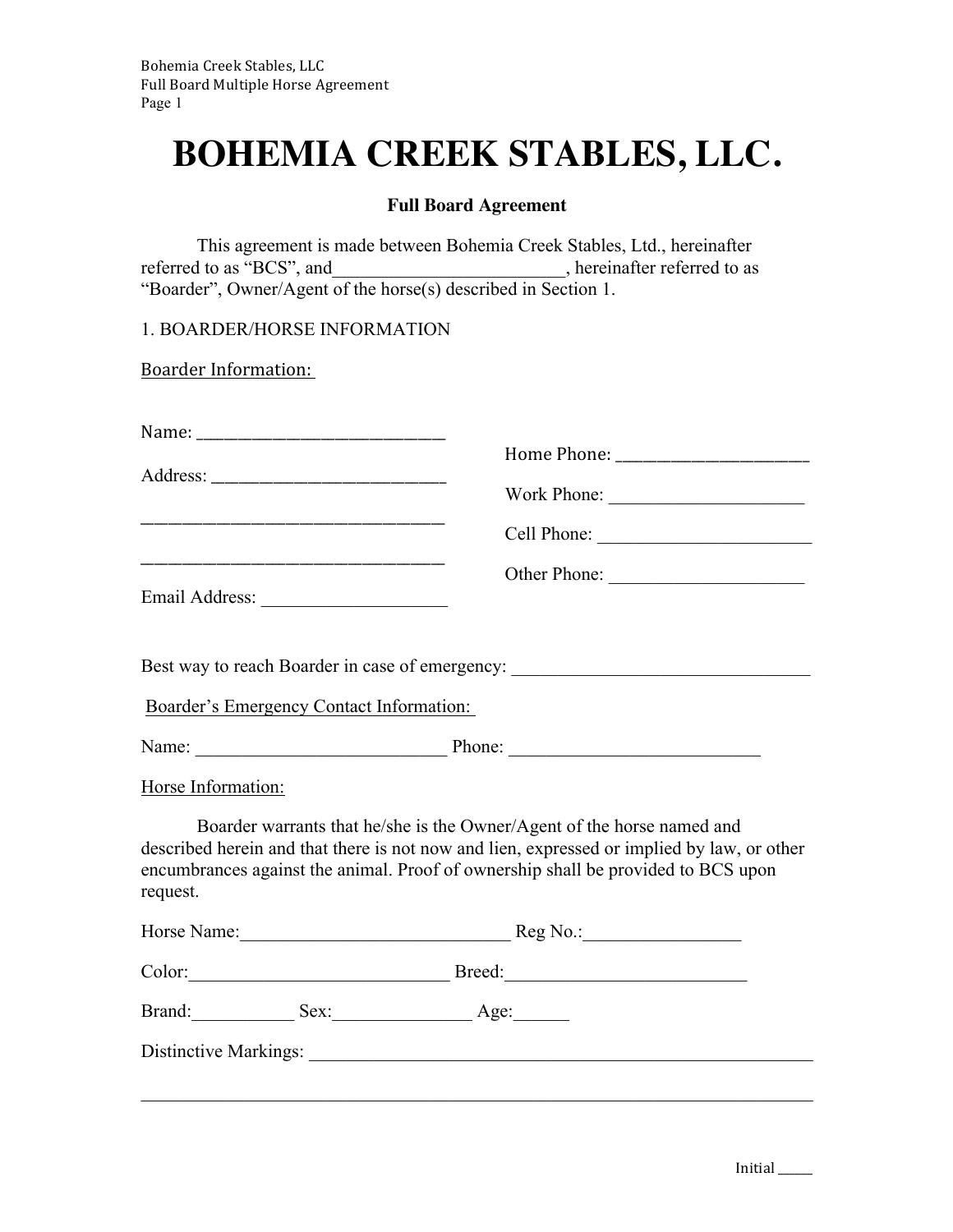# BOHEMIA CREEK STABLES, LLC.

**Full Board Agreement**

This agreement is made between Bohemia Creek Stables, Ltd., hereinafter referred to as "BCS", and_________________________, hereinafter referred to as "Boarder", Owner/Agent of the horse(s) described in Section 1.

1. BOARDER/HORSE INFORMATION

Boarder Information:

Name: ___________________________

Address: _________________________

_______________________________

_______________________________

Email Address: ___________________

Home Phone: ____________________

Work Phone: ____________________

Cell Phone: ______________________

Other Phone: ____________________

Best way to reach Boarder in case of emergency: _______________________________

Boarder's Emergency Contact Information:

Name: __________________________ Phone: __________________________

Horse Information:

Boarder warrants that he/she is the Owner/Agent of the horse named and described herein and that there is not now and lien, expressed or implied by law, or other encumbrances against the animal. Proof of ownership shall be provided to BCS upon request.

Horse Name:_____________________________ Reg No.:________________

Color:___________________________ Breed:_________________________

Brand:___________ Sex:______________ Age:______

Distinctive Markings: _________________________________________________________

______________________________________________________________________

Initial ____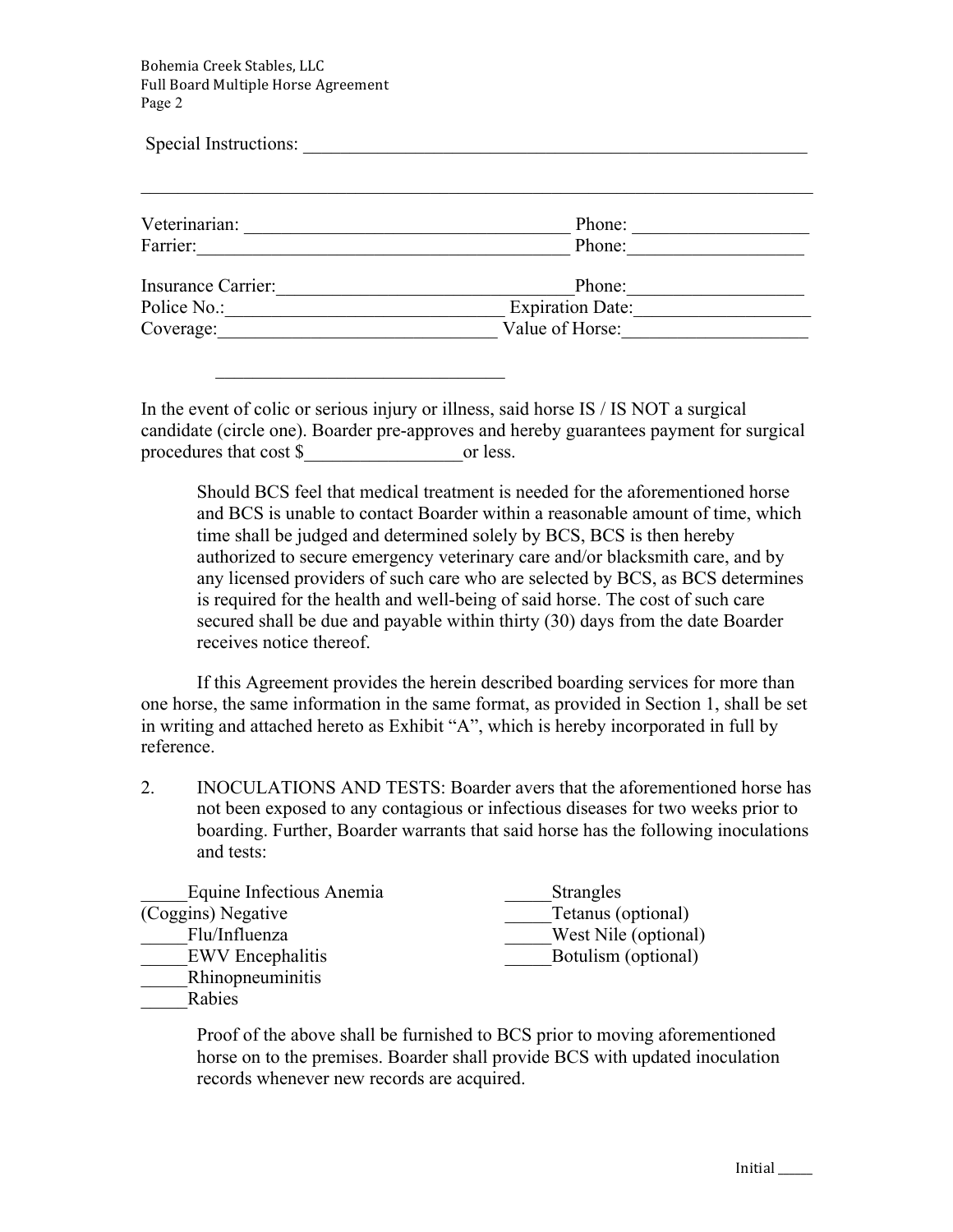Special Instructions: ______________________________________________________

______________________________________________________________________________

Veterinarian: ____________________________________ Phone: ___________________

Farrier:_________________________________________ Phone:___________________

Insurance Carrier:________________________________Phone:___________________

Police No.:______________________________ Expiration Date:___________________

Coverage:______________________________ Value of Horse:___________________

_______________________________

In the event of colic or serious injury or illness, said horse IS / IS NOT a surgical candidate (circle one). Boarder pre-approves and hereby guarantees payment for surgical procedures that cost $_________________or less.

Should BCS feel that medical treatment is needed for the aforementioned horse and BCS is unable to contact Boarder within a reasonable amount of time, which time shall be judged and determined solely by BCS, BCS is then hereby authorized to secure emergency veterinary care and/or blacksmith care, and by any licensed providers of such care who are selected by BCS, as BCS determines is required for the health and well-being of said horse. The cost of such care secured shall be due and payable within thirty (30) days from the date Boarder receives notice thereof.

If this Agreement provides the herein described boarding services for more than one horse, the same information in the same format, as provided in Section 1, shall be set in writing and attached hereto as Exhibit "A", which is hereby incorporated in full by reference.

2. INOCULATIONS AND TESTS: Boarder avers that the aforementioned horse has not been exposed to any contagious or infectious diseases for two weeks prior to boarding. Further, Boarder warrants that said horse has the following inoculations and tests:

_____Equine Infectious Anemia (Coggins) Negative
_____Flu/Influenza
_____EWV Encephalitis
_____Rhinopneuminitis
_____Rabies
_____Strangles
_____Tetanus (optional)
_____West Nile (optional)
_____Botulism (optional)

Proof of the above shall be furnished to BCS prior to moving aforementioned horse on to the premises. Boarder shall provide BCS with updated inoculation records whenever new records are acquired.

Initial _____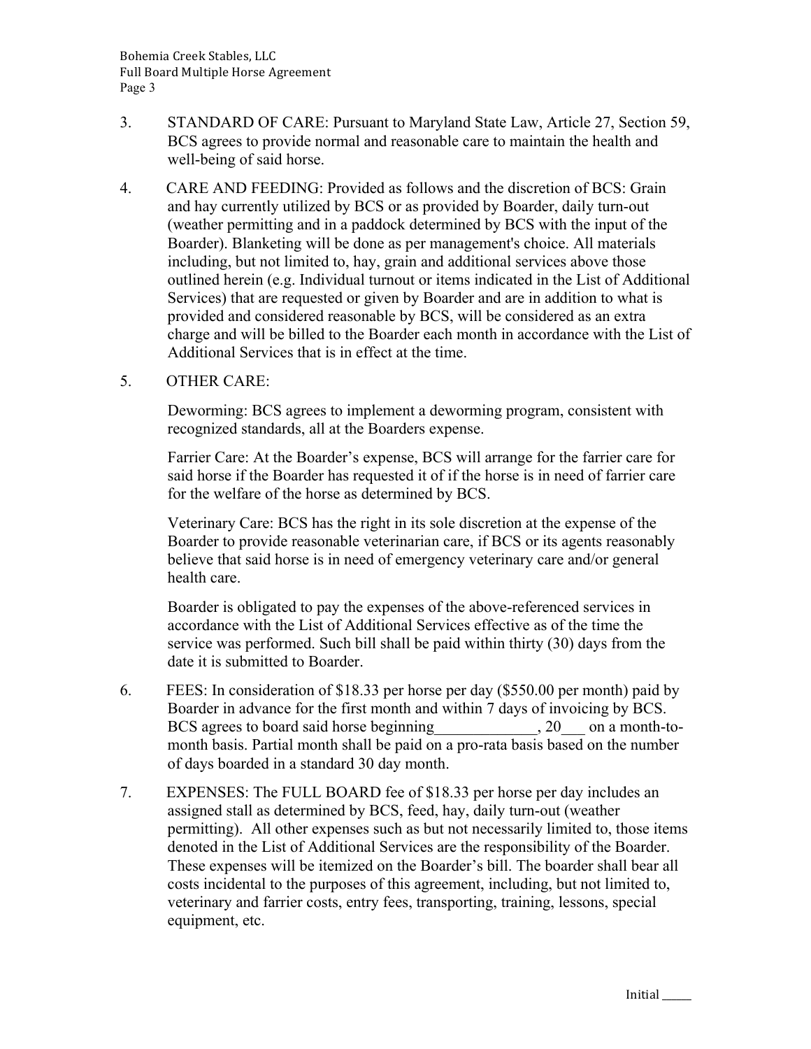3. STANDARD OF CARE: Pursuant to Maryland State Law, Article 27, Section 59, BCS agrees to provide normal and reasonable care to maintain the health and well-being of said horse.

4. CARE AND FEEDING: Provided as follows and the discretion of BCS: Grain and hay currently utilized by BCS or as provided by Boarder, daily turn-out (weather permitting and in a paddock determined by BCS with the input of the Boarder). Blanketing will be done as per management's choice. All materials including, but not limited to, hay, grain and additional services above those outlined herein (e.g. Individual turnout or items indicated in the List of Additional Services) that are requested or given by Boarder and are in addition to what is provided and considered reasonable by BCS, will be considered as an extra charge and will be billed to the Boarder each month in accordance with the List of Additional Services that is in effect at the time.

5. OTHER CARE:

   Deworming: BCS agrees to implement a deworming program, consistent with recognized standards, all at the Boarders expense.

   Farrier Care: At the Boarder's expense, BCS will arrange for the farrier care for said horse if the Boarder has requested it of if the horse is in need of farrier care for the welfare of the horse as determined by BCS.

   Veterinary Care: BCS has the right in its sole discretion at the expense of the Boarder to provide reasonable veterinarian care, if BCS or its agents reasonably believe that said horse is in need of emergency veterinary care and/or general health care.

   Boarder is obligated to pay the expenses of the above-referenced services in accordance with the List of Additional Services effective as of the time the service was performed. Such bill shall be paid within thirty (30) days from the date it is submitted to Boarder.

6. FEES: In consideration of $18.33 per horse per day ($550.00 per month) paid by Boarder in advance for the first month and within 7 days of invoicing by BCS. BCS agrees to board said horse beginning_____________, 20___ on a month-to-month basis. Partial month shall be paid on a pro-rata basis based on the number of days boarded in a standard 30 day month.

7. EXPENSES: The FULL BOARD fee of $18.33 per horse per day includes an assigned stall as determined by BCS, feed, hay, daily turn-out (weather permitting). All other expenses such as but not necessarily limited to, those items denoted in the List of Additional Services are the responsibility of the Boarder. These expenses will be itemized on the Boarder's bill. The boarder shall bear all costs incidental to the purposes of this agreement, including, but not limited to, veterinary and farrier costs, entry fees, transporting, training, lessons, special equipment, etc.

Initial _____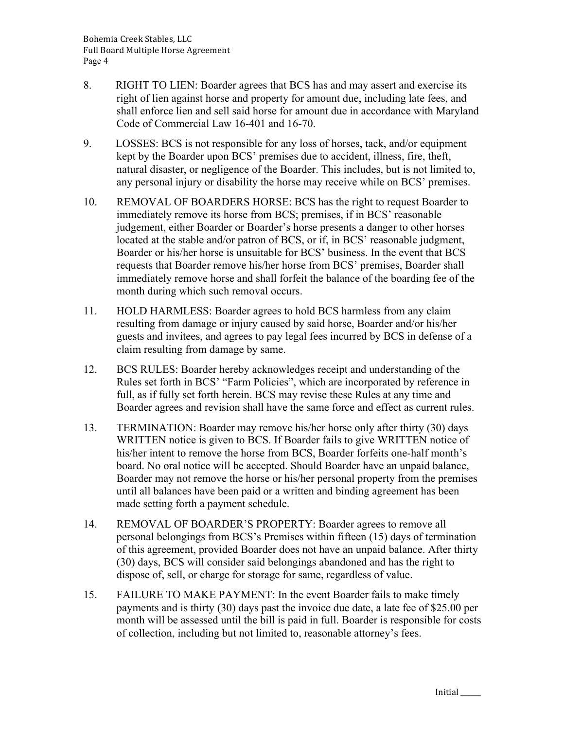8. RIGHT TO LIEN: Boarder agrees that BCS has and may assert and exercise its right of lien against horse and property for amount due, including late fees, and shall enforce lien and sell said horse for amount due in accordance with Maryland Code of Commercial Law 16-401 and 16-70.

9. LOSSES: BCS is not responsible for any loss of horses, tack, and/or equipment kept by the Boarder upon BCS' premises due to accident, illness, fire, theft, natural disaster, or negligence of the Boarder. This includes, but is not limited to, any personal injury or disability the horse may receive while on BCS' premises.

10. REMOVAL OF BOARDERS HORSE: BCS has the right to request Boarder to immediately remove its horse from BCS; premises, if in BCS' reasonable judgement, either Boarder or Boarder's horse presents a danger to other horses located at the stable and/or patron of BCS, or if, in BCS' reasonable judgment, Boarder or his/her horse is unsuitable for BCS' business. In the event that BCS requests that Boarder remove his/her horse from BCS' premises, Boarder shall immediately remove horse and shall forfeit the balance of the boarding fee of the month during which such removal occurs.

11. HOLD HARMLESS: Boarder agrees to hold BCS harmless from any claim resulting from damage or injury caused by said horse, Boarder and/or his/her guests and invitees, and agrees to pay legal fees incurred by BCS in defense of a claim resulting from damage by same.

12. BCS RULES: Boarder hereby acknowledges receipt and understanding of the Rules set forth in BCS' "Farm Policies", which are incorporated by reference in full, as if fully set forth herein. BCS may revise these Rules at any time and Boarder agrees and revision shall have the same force and effect as current rules.

13. TERMINATION: Boarder may remove his/her horse only after thirty (30) days WRITTEN notice is given to BCS. If Boarder fails to give WRITTEN notice of his/her intent to remove the horse from BCS, Boarder forfeits one-half month's board. No oral notice will be accepted. Should Boarder have an unpaid balance, Boarder may not remove the horse or his/her personal property from the premises until all balances have been paid or a written and binding agreement has been made setting forth a payment schedule.

14. REMOVAL OF BOARDER'S PROPERTY: Boarder agrees to remove all personal belongings from BCS's Premises within fifteen (15) days of termination of this agreement, provided Boarder does not have an unpaid balance. After thirty (30) days, BCS will consider said belongings abandoned and has the right to dispose of, sell, or charge for storage for same, regardless of value.

15. FAILURE TO MAKE PAYMENT: In the event Boarder fails to make timely payments and is thirty (30) days past the invoice due date, a late fee of $25.00 per month will be assessed until the bill is paid in full. Boarder is responsible for costs of collection, including but not limited to, reasonable attorney's fees.

Initial _____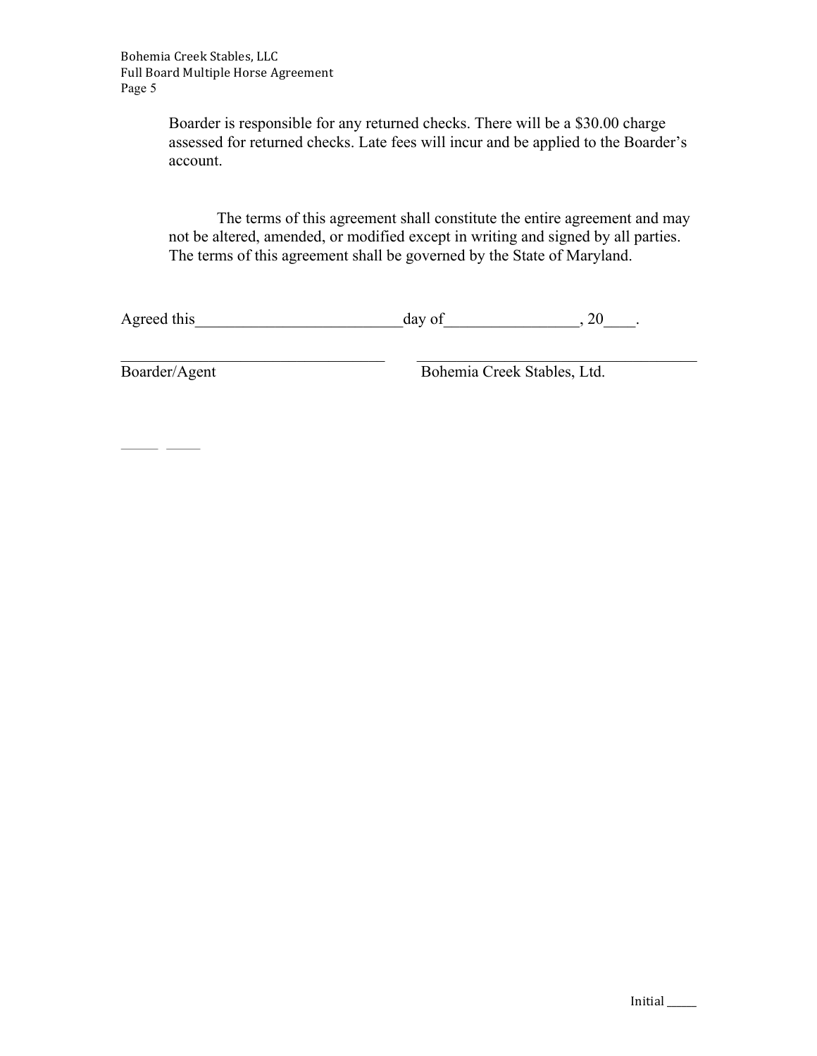Boarder is responsible for any returned checks. There will be a $30.00 charge assessed for returned checks. Late fees will incur and be applied to the Boarder's account.

The terms of this agreement shall constitute the entire agreement and may not be altered, amended, or modified except in writing and signed by all parties. The terms of this agreement shall be governed by the State of Maryland.

Agreed this_________________________day of________________, 20____.

_________________________________ &nbsp;&nbsp;&nbsp;&nbsp; ___________________________________

Boarder/Agent &nbsp;&nbsp;&nbsp;&nbsp; Bohemia Creek Stables, Ltd.

____ ____

Initial _____